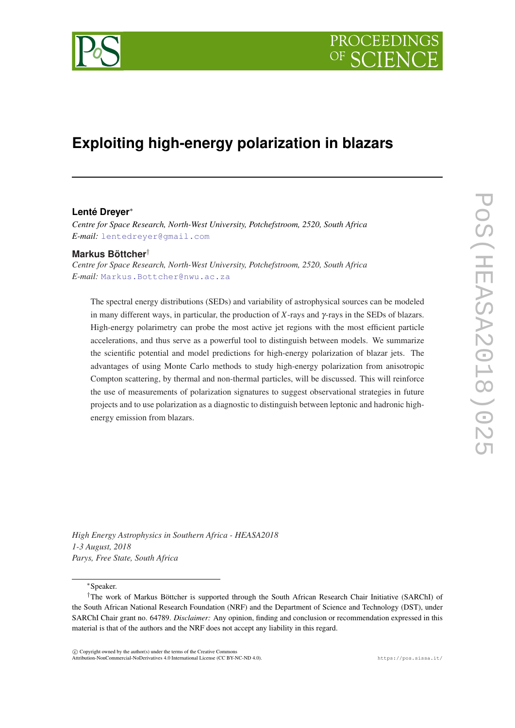# Exploiting high-energy polarization in blazars

**Lenté Dreyer**[*]

*Centre for Space Research, North-West University, Potchefstroom, 2520, South Africa*
*E-mail:* lentedreyer@gmail.com

**Markus Böttcher**[†]

*Centre for Space Research, North-West University, Potchefstroom, 2520, South Africa*
*E-mail:* Markus.Bottcher@nwu.ac.za

The spectral energy distributions (SEDs) and variability of astrophysical sources can be modeled in many different ways, in particular, the production of $X$-rays and $\gamma$-rays in the SEDs of blazars. High-energy polarimetry can probe the most active jet regions with the most efficient particle accelerations, and thus serve as a powerful tool to distinguish between models. We summarize the scientific potential and model predictions for high-energy polarization of blazar jets. The advantages of using Monte Carlo methods to study high-energy polarization from anisotropic Compton scattering, by thermal and non-thermal particles, will be discussed. This will reinforce the use of measurements of polarization signatures to suggest observational strategies in future projects and to use polarization as a diagnostic to distinguish between leptonic and hadronic high-energy emission from blazars.

*High Energy Astrophysics in Southern Africa - HEASA2018*
*1-3 August, 2018*
*Parys, Free State, South Africa*

[*]Speaker.

[†]The work of Markus Böttcher is supported through the South African Research Chair Initiative (SARChI) of the South African National Research Foundation (NRF) and the Department of Science and Technology (DST), under SARChI Chair grant no. 64789. *Disclaimer:* Any opinion, finding and conclusion or recommendation expressed in this material is that of the authors and the NRF does not accept any liability in this regard.

© Copyright owned by the author(s) under the terms of the Creative Commons Attribution-NonCommercial-NoDerivatives 4.0 International License (CC BY-NC-ND 4.0).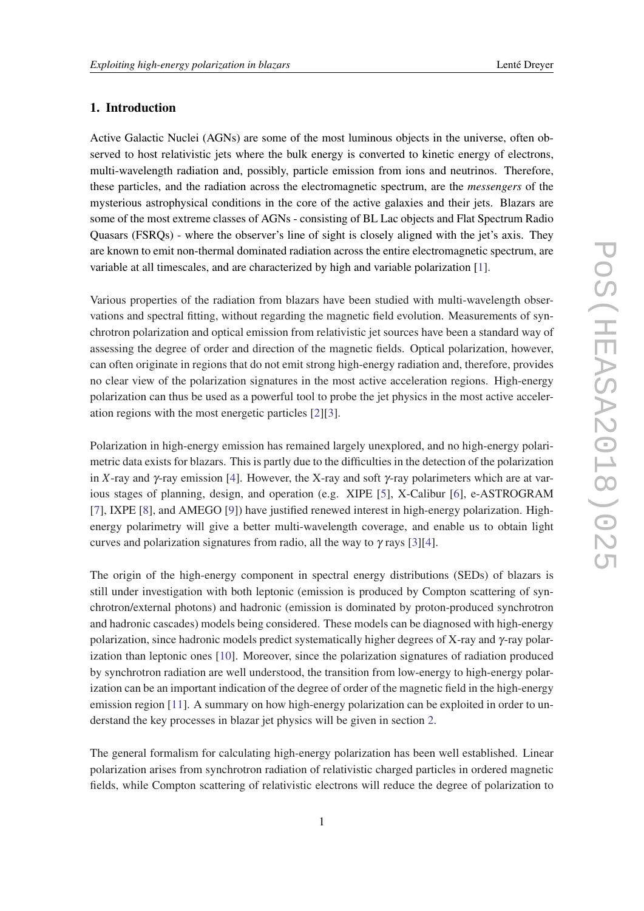## 1. Introduction

Active Galactic Nuclei (AGNs) are some of the most luminous objects in the universe, often observed to host relativistic jets where the bulk energy is converted to kinetic energy of electrons, multi-wavelength radiation and, possibly, particle emission from ions and neutrinos. Therefore, these particles, and the radiation across the electromagnetic spectrum, are the *messengers* of the mysterious astrophysical conditions in the core of the active galaxies and their jets. Blazars are some of the most extreme classes of AGNs - consisting of BL Lac objects and Flat Spectrum Radio Quasars (FSRQs) - where the observer's line of sight is closely aligned with the jet's axis. They are known to emit non-thermal dominated radiation across the entire electromagnetic spectrum, are variable at all timescales, and are characterized by high and variable polarization [1].

Various properties of the radiation from blazars have been studied with multi-wavelength observations and spectral fitting, without regarding the magnetic field evolution. Measurements of synchrotron polarization and optical emission from relativistic jet sources have been a standard way of assessing the degree of order and direction of the magnetic fields. Optical polarization, however, can often originate in regions that do not emit strong high-energy radiation and, therefore, provides no clear view of the polarization signatures in the most active acceleration regions. High-energy polarization can thus be used as a powerful tool to probe the jet physics in the most active acceleration regions with the most energetic particles [2][3].

Polarization in high-energy emission has remained largely unexplored, and no high-energy polarimetric data exists for blazars. This is partly due to the difficulties in the detection of the polarization in $X$-ray and $\gamma$-ray emission [4]. However, the X-ray and soft $\gamma$-ray polarimeters which are at various stages of planning, design, and operation (e.g. XIPE [5], X-Calibur [6], e-ASTROGRAM [7], IXPE [8], and AMEGO [9]) have justified renewed interest in high-energy polarization. High-energy polarimetry will give a better multi-wavelength coverage, and enable us to obtain light curves and polarization signatures from radio, all the way to $\gamma$ rays [3][4].

The origin of the high-energy component in spectral energy distributions (SEDs) of blazars is still under investigation with both leptonic (emission is produced by Compton scattering of synchrotron/external photons) and hadronic (emission is dominated by proton-produced synchrotron and hadronic cascades) models being considered. These models can be diagnosed with high-energy polarization, since hadronic models predict systematically higher degrees of X-ray and $\gamma$-ray polarization than leptonic ones [10]. Moreover, since the polarization signatures of radiation produced by synchrotron radiation are well understood, the transition from low-energy to high-energy polarization can be an important indication of the degree of order of the magnetic field in the high-energy emission region [11]. A summary on how high-energy polarization can be exploited in order to understand the key processes in blazar jet physics will be given in section 2.

The general formalism for calculating high-energy polarization has been well established. Linear polarization arises from synchrotron radiation of relativistic charged particles in ordered magnetic fields, while Compton scattering of relativistic electrons will reduce the degree of polarization to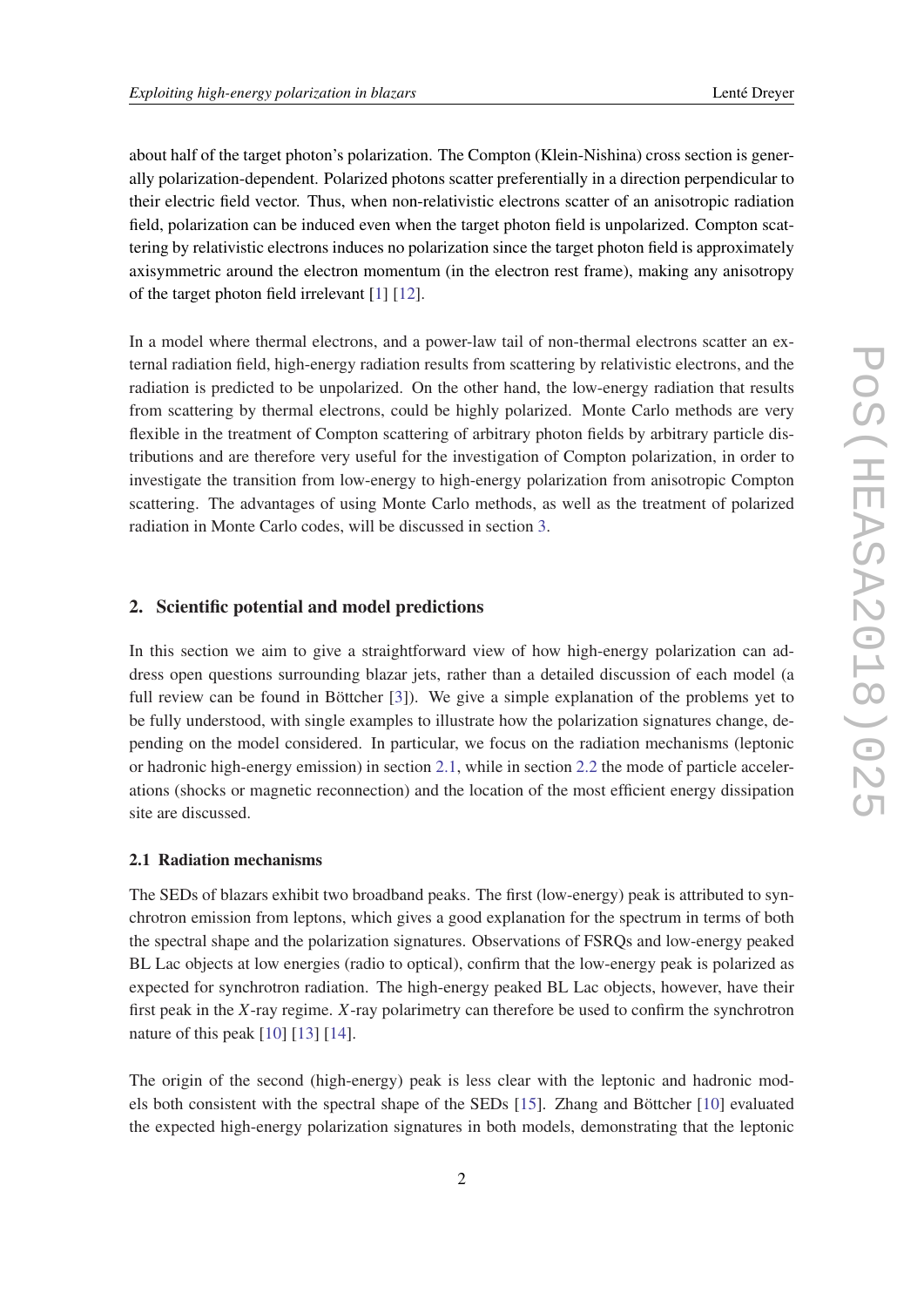about half of the target photon's polarization. The Compton (Klein-Nishina) cross section is generally polarization-dependent. Polarized photons scatter preferentially in a direction perpendicular to their electric field vector. Thus, when non-relativistic electrons scatter of an anisotropic radiation field, polarization can be induced even when the target photon field is unpolarized. Compton scattering by relativistic electrons induces no polarization since the target photon field is approximately axisymmetric around the electron momentum (in the electron rest frame), making any anisotropy of the target photon field irrelevant [1] [12].

In a model where thermal electrons, and a power-law tail of non-thermal electrons scatter an external radiation field, high-energy radiation results from scattering by relativistic electrons, and the radiation is predicted to be unpolarized. On the other hand, the low-energy radiation that results from scattering by thermal electrons, could be highly polarized. Monte Carlo methods are very flexible in the treatment of Compton scattering of arbitrary photon fields by arbitrary particle distributions and are therefore very useful for the investigation of Compton polarization, in order to investigate the transition from low-energy to high-energy polarization from anisotropic Compton scattering. The advantages of using Monte Carlo methods, as well as the treatment of polarized radiation in Monte Carlo codes, will be discussed in section 3.

## 2. Scientific potential and model predictions

In this section we aim to give a straightforward view of how high-energy polarization can address open questions surrounding blazar jets, rather than a detailed discussion of each model (a full review can be found in Böttcher [3]). We give a simple explanation of the problems yet to be fully understood, with single examples to illustrate how the polarization signatures change, depending on the model considered. In particular, we focus on the radiation mechanisms (leptonic or hadronic high-energy emission) in section 2.1, while in section 2.2 the mode of particle accelerations (shocks or magnetic reconnection) and the location of the most efficient energy dissipation site are discussed.

### 2.1 Radiation mechanisms

The SEDs of blazars exhibit two broadband peaks. The first (low-energy) peak is attributed to synchrotron emission from leptons, which gives a good explanation for the spectrum in terms of both the spectral shape and the polarization signatures. Observations of FSRQs and low-energy peaked BL Lac objects at low energies (radio to optical), confirm that the low-energy peak is polarized as expected for synchrotron radiation. The high-energy peaked BL Lac objects, however, have their first peak in the $X$-ray regime. $X$-ray polarimetry can therefore be used to confirm the synchrotron nature of this peak [10] [13] [14].

The origin of the second (high-energy) peak is less clear with the leptonic and hadronic models both consistent with the spectral shape of the SEDs [15]. Zhang and Böttcher [10] evaluated the expected high-energy polarization signatures in both models, demonstrating that the leptonic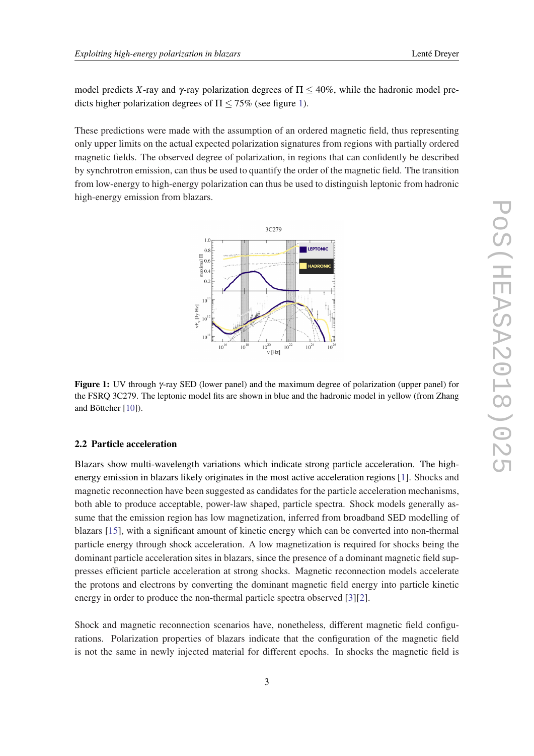model predicts $X$-ray and $\gamma$-ray polarization degrees of $\Pi \leq 40\%$, while the hadronic model predicts higher polarization degrees of $\Pi \leq 75\%$ (see figure 1).

These predictions were made with the assumption of an ordered magnetic field, thus representing only upper limits on the actual expected polarization signatures from regions with partially ordered magnetic fields. The observed degree of polarization, in regions that can confidently be described by synchrotron emission, can thus be used to quantify the order of the magnetic field. The transition from low-energy to high-energy polarization can thus be used to distinguish leptonic from hadronic high-energy emission from blazars.

**Figure 1:** UV through $\gamma$-ray SED (lower panel) and the maximum degree of polarization (upper panel) for the FSRQ 3C279. The leptonic model fits are shown in blue and the hadronic model in yellow (from Zhang and Böttcher [10]).

### 2.2 Particle acceleration

Blazars show multi-wavelength variations which indicate strong particle acceleration. The high-energy emission in blazars likely originates in the most active acceleration regions [1]. Shocks and magnetic reconnection have been suggested as candidates for the particle acceleration mechanisms, both able to produce acceptable, power-law shaped, particle spectra. Shock models generally assume that the emission region has low magnetization, inferred from broadband SED modelling of blazars [15], with a significant amount of kinetic energy which can be converted into non-thermal particle energy through shock acceleration. A low magnetization is required for shocks being the dominant particle acceleration sites in blazars, since the presence of a dominant magnetic field suppresses efficient particle acceleration at strong shocks. Magnetic reconnection models accelerate the protons and electrons by converting the dominant magnetic field energy into particle kinetic energy in order to produce the non-thermal particle spectra observed [3][2].

Shock and magnetic reconnection scenarios have, nonetheless, different magnetic field configurations. Polarization properties of blazars indicate that the configuration of the magnetic field is not the same in newly injected material for different epochs. In shocks the magnetic field is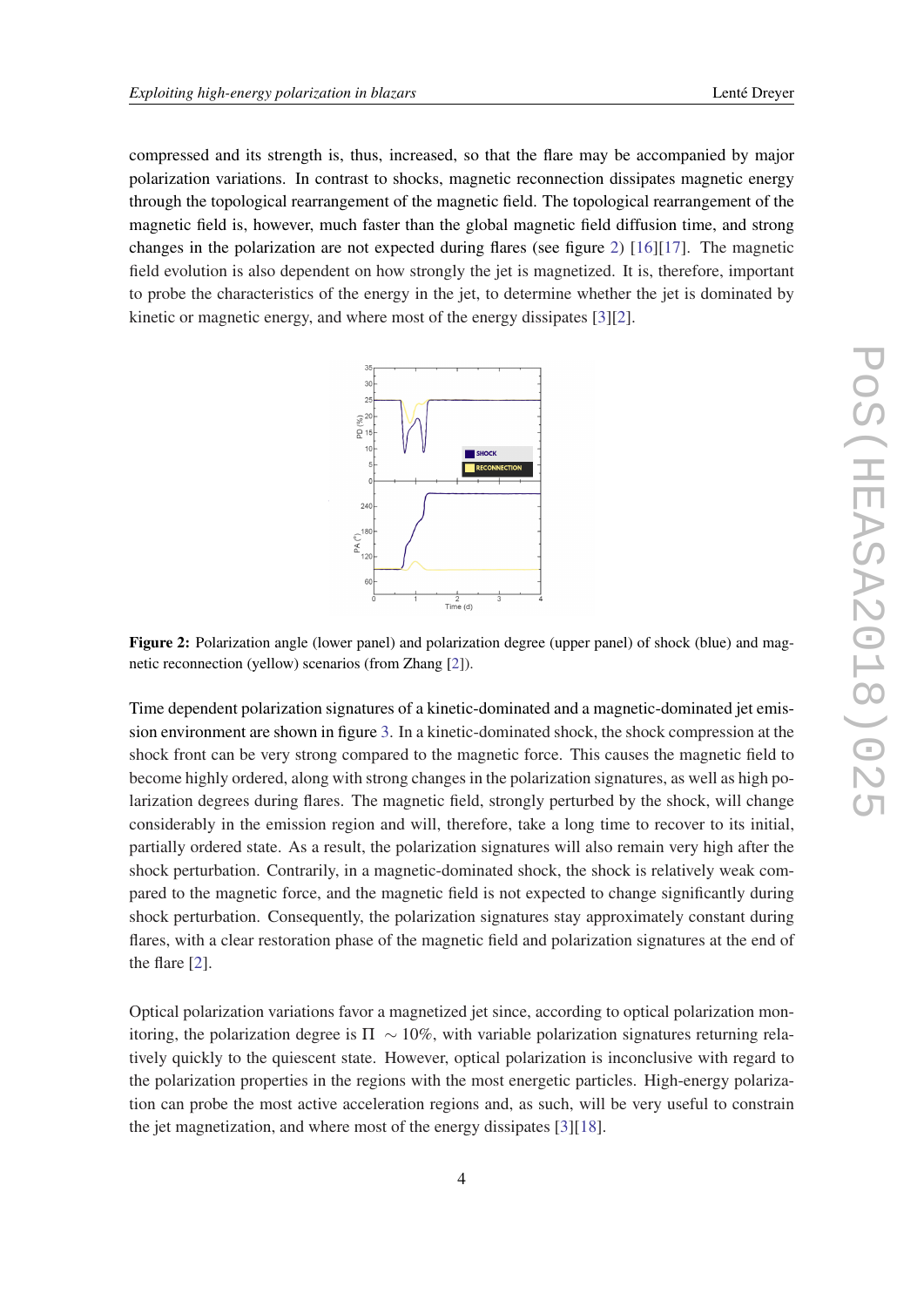compressed and its strength is, thus, increased, so that the flare may be accompanied by major polarization variations. In contrast to shocks, magnetic reconnection dissipates magnetic energy through the topological rearrangement of the magnetic field. The topological rearrangement of the magnetic field is, however, much faster than the global magnetic field diffusion time, and strong changes in the polarization are not expected during flares (see figure 2) [16][17]. The magnetic field evolution is also dependent on how strongly the jet is magnetized. It is, therefore, important to probe the characteristics of the energy in the jet, to determine whether the jet is dominated by kinetic or magnetic energy, and where most of the energy dissipates [3][2].

**Figure 2:** Polarization angle (lower panel) and polarization degree (upper panel) of shock (blue) and magnetic reconnection (yellow) scenarios (from Zhang [2]).

Time dependent polarization signatures of a kinetic-dominated and a magnetic-dominated jet emission environment are shown in figure 3. In a kinetic-dominated shock, the shock compression at the shock front can be very strong compared to the magnetic force. This causes the magnetic field to become highly ordered, along with strong changes in the polarization signatures, as well as high polarization degrees during flares. The magnetic field, strongly perturbed by the shock, will change considerably in the emission region and will, therefore, take a long time to recover to its initial, partially ordered state. As a result, the polarization signatures will also remain very high after the shock perturbation. Contrarily, in a magnetic-dominated shock, the shock is relatively weak compared to the magnetic force, and the magnetic field is not expected to change significantly during shock perturbation. Consequently, the polarization signatures stay approximately constant during flares, with a clear restoration phase of the magnetic field and polarization signatures at the end of the flare [2].

Optical polarization variations favor a magnetized jet since, according to optical polarization monitoring, the polarization degree is $\Pi \sim 10\%$, with variable polarization signatures returning relatively quickly to the quiescent state. However, optical polarization is inconclusive with regard to the polarization properties in the regions with the most energetic particles. High-energy polarization can probe the most active acceleration regions and, as such, will be very useful to constrain the jet magnetization, and where most of the energy dissipates [3][18].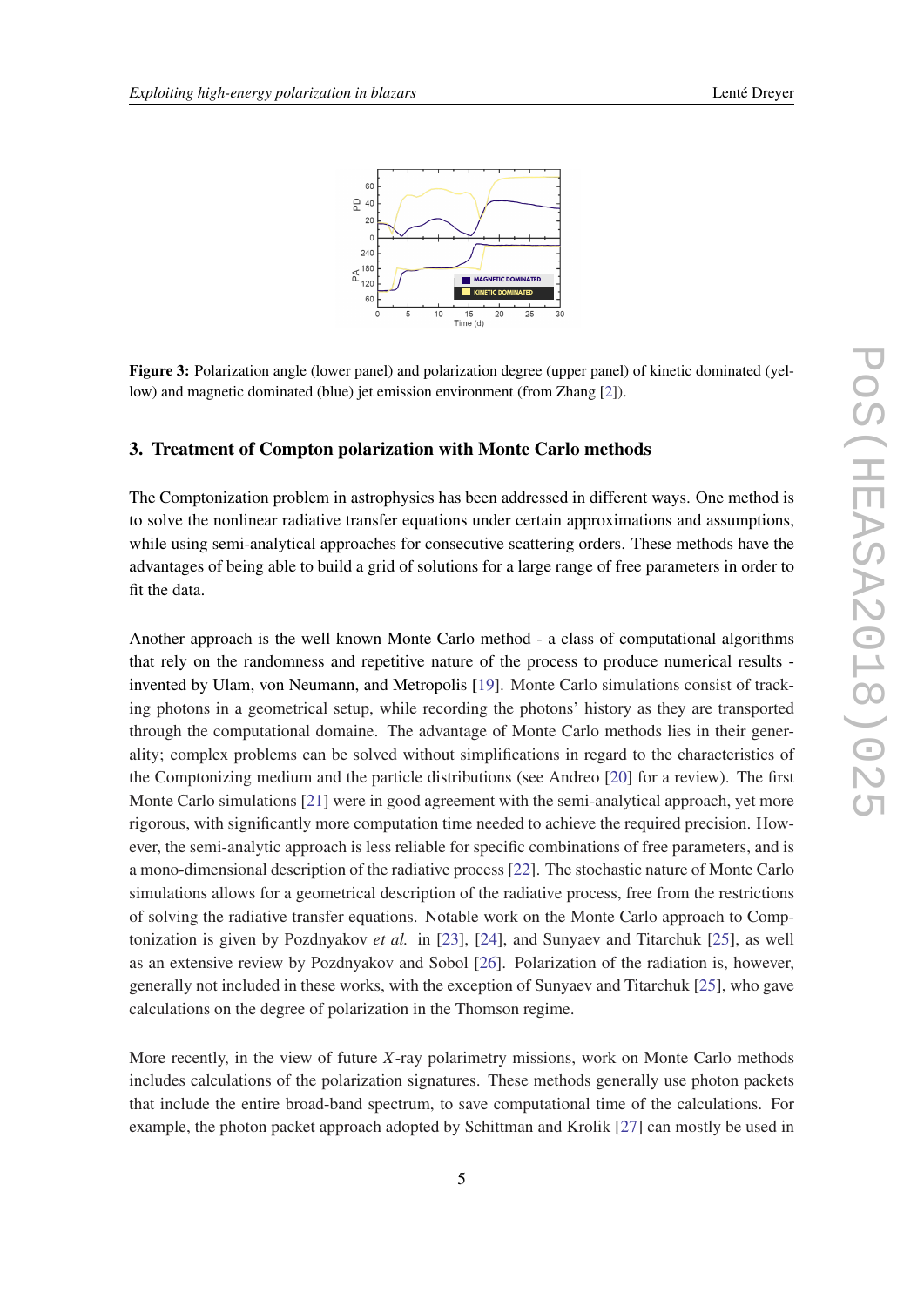**Figure 3:** Polarization angle (lower panel) and polarization degree (upper panel) of kinetic dominated (yellow) and magnetic dominated (blue) jet emission environment (from Zhang [2]).

## 3. Treatment of Compton polarization with Monte Carlo methods

The Comptonization problem in astrophysics has been addressed in different ways. One method is to solve the nonlinear radiative transfer equations under certain approximations and assumptions, while using semi-analytical approaches for consecutive scattering orders. These methods have the advantages of being able to build a grid of solutions for a large range of free parameters in order to fit the data.

Another approach is the well known Monte Carlo method - a class of computational algorithms that rely on the randomness and repetitive nature of the process to produce numerical results - invented by Ulam, von Neumann, and Metropolis [19]. Monte Carlo simulations consist of tracking photons in a geometrical setup, while recording the photons' history as they are transported through the computational domaine. The advantage of Monte Carlo methods lies in their generality; complex problems can be solved without simplifications in regard to the characteristics of the Comptonizing medium and the particle distributions (see Andreo [20] for a review). The first Monte Carlo simulations [21] were in good agreement with the semi-analytical approach, yet more rigorous, with significantly more computation time needed to achieve the required precision. However, the semi-analytic approach is less reliable for specific combinations of free parameters, and is a mono-dimensional description of the radiative process [22]. The stochastic nature of Monte Carlo simulations allows for a geometrical description of the radiative process, free from the restrictions of solving the radiative transfer equations. Notable work on the Monte Carlo approach to Comptonization is given by Pozdnyakov *et al.* in [23], [24], and Sunyaev and Titarchuk [25], as well as an extensive review by Pozdnyakov and Sobol [26]. Polarization of the radiation is, however, generally not included in these works, with the exception of Sunyaev and Titarchuk [25], who gave calculations on the degree of polarization in the Thomson regime.

More recently, in the view of future $X$-ray polarimetry missions, work on Monte Carlo methods includes calculations of the polarization signatures. These methods generally use photon packets that include the entire broad-band spectrum, to save computational time of the calculations. For example, the photon packet approach adopted by Schittman and Krolik [27] can mostly be used in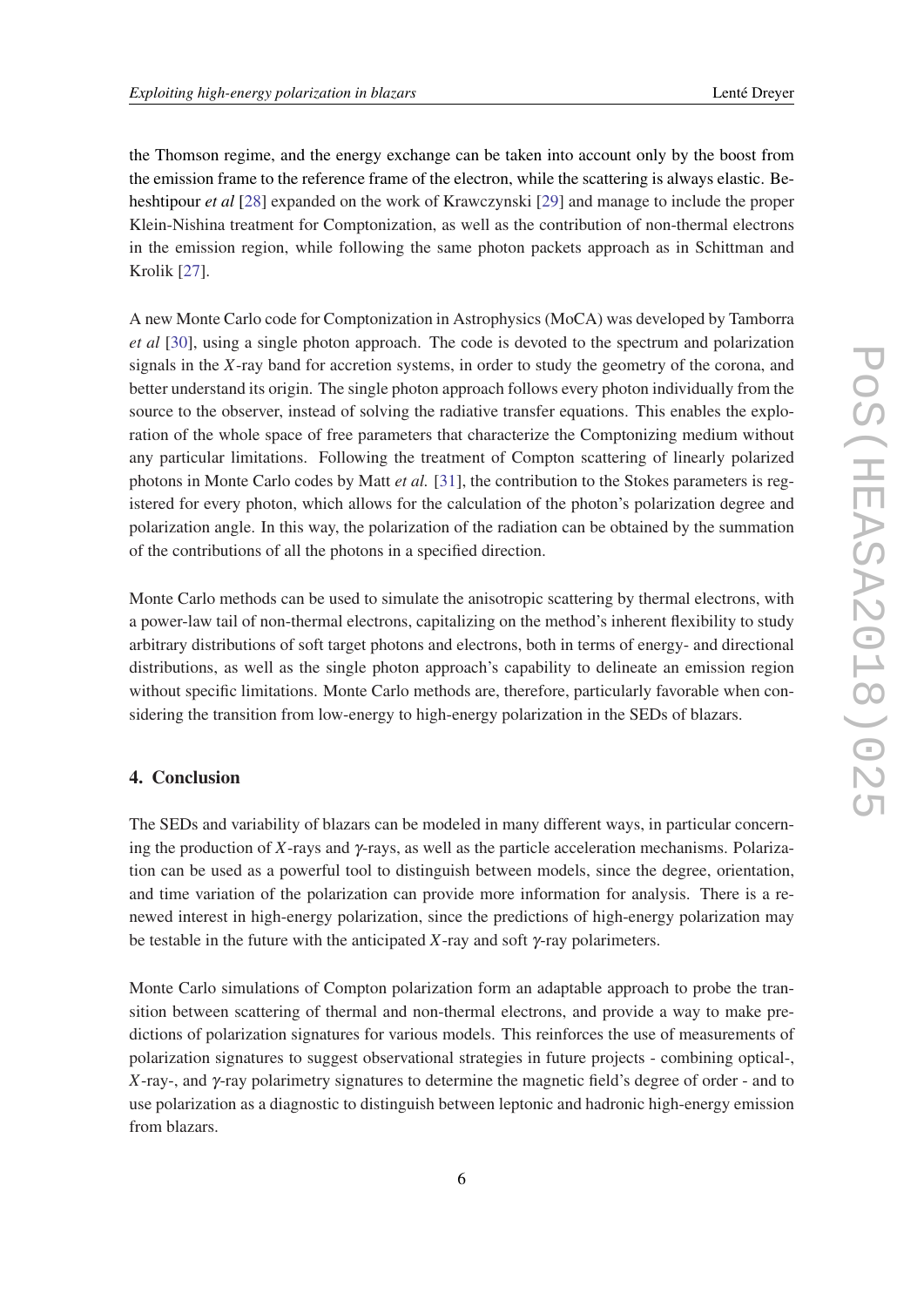the Thomson regime, and the energy exchange can be taken into account only by the boost from the emission frame to the reference frame of the electron, while the scattering is always elastic. Beheshtipour *et al* [28] expanded on the work of Krawczynski [29] and manage to include the proper Klein-Nishina treatment for Comptonization, as well as the contribution of non-thermal electrons in the emission region, while following the same photon packets approach as in Schittman and Krolik [27].

A new Monte Carlo code for Comptonization in Astrophysics (MoCA) was developed by Tamborra *et al* [30], using a single photon approach. The code is devoted to the spectrum and polarization signals in the $X$-ray band for accretion systems, in order to study the geometry of the corona, and better understand its origin. The single photon approach follows every photon individually from the source to the observer, instead of solving the radiative transfer equations. This enables the exploration of the whole space of free parameters that characterize the Comptonizing medium without any particular limitations. Following the treatment of Compton scattering of linearly polarized photons in Monte Carlo codes by Matt *et al.* [31], the contribution to the Stokes parameters is registered for every photon, which allows for the calculation of the photon's polarization degree and polarization angle. In this way, the polarization of the radiation can be obtained by the summation of the contributions of all the photons in a specified direction.

Monte Carlo methods can be used to simulate the anisotropic scattering by thermal electrons, with a power-law tail of non-thermal electrons, capitalizing on the method's inherent flexibility to study arbitrary distributions of soft target photons and electrons, both in terms of energy- and directional distributions, as well as the single photon approach's capability to delineate an emission region without specific limitations. Monte Carlo methods are, therefore, particularly favorable when considering the transition from low-energy to high-energy polarization in the SEDs of blazars.

## 4. Conclusion

The SEDs and variability of blazars can be modeled in many different ways, in particular concerning the production of $X$-rays and $\gamma$-rays, as well as the particle acceleration mechanisms. Polarization can be used as a powerful tool to distinguish between models, since the degree, orientation, and time variation of the polarization can provide more information for analysis. There is a renewed interest in high-energy polarization, since the predictions of high-energy polarization may be testable in the future with the anticipated $X$-ray and soft $\gamma$-ray polarimeters.

Monte Carlo simulations of Compton polarization form an adaptable approach to probe the transition between scattering of thermal and non-thermal electrons, and provide a way to make predictions of polarization signatures for various models. This reinforces the use of measurements of polarization signatures to suggest observational strategies in future projects - combining optical-, $X$-ray-, and $\gamma$-ray polarimetry signatures to determine the magnetic field's degree of order - and to use polarization as a diagnostic to distinguish between leptonic and hadronic high-energy emission from blazars.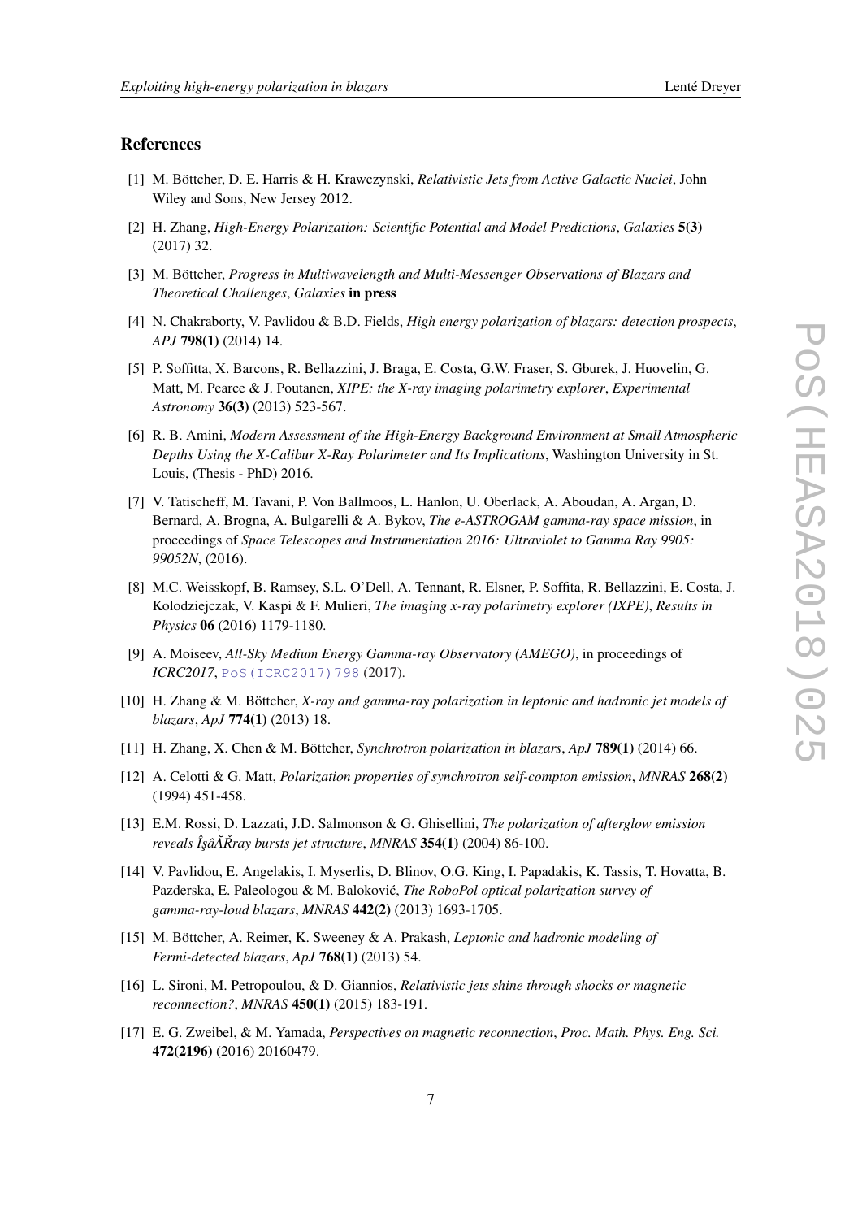## References

[1] M. Böttcher, D. E. Harris & H. Krawczynski, *Relativistic Jets from Active Galactic Nuclei*, John Wiley and Sons, New Jersey 2012.

[2] H. Zhang, *High-Energy Polarization: Scientific Potential and Model Predictions*, *Galaxies* **5(3)** (2017) 32.

[3] M. Böttcher, *Progress in Multiwavelength and Multi-Messenger Observations of Blazars and Theoretical Challenges*, *Galaxies* **in press**

[4] N. Chakraborty, V. Pavlidou & B.D. Fields, *High energy polarization of blazars: detection prospects*, *APJ* **798(1)** (2014) 14.

[5] P. Soffitta, X. Barcons, R. Bellazzini, J. Braga, E. Costa, G.W. Fraser, S. Gburek, J. Huovelin, G. Matt, M. Pearce & J. Poutanen, *XIPE: the X-ray imaging polarimetry explorer*, *Experimental Astronomy* **36(3)** (2013) 523-567.

[6] R. B. Amini, *Modern Assessment of the High-Energy Background Environment at Small Atmospheric Depths Using the X-Calibur X-Ray Polarimeter and Its Implications*, Washington University in St. Louis, (Thesis - PhD) 2016.

[7] V. Tatischeff, M. Tavani, P. Von Ballmoos, L. Hanlon, U. Oberlack, A. Aboudan, A. Argan, D. Bernard, A. Brogna, A. Bulgarelli & A. Bykov, *The e-ASTROGAM gamma-ray space mission*, in proceedings of *Space Telescopes and Instrumentation 2016: Ultraviolet to Gamma Ray 9905: 99052N*, (2016).

[8] M.C. Weisskopf, B. Ramsey, S.L. O'Dell, A. Tennant, R. Elsner, P. Soffita, R. Bellazzini, E. Costa, J. Kolodziejczak, V. Kaspi & F. Mulieri, *The imaging x-ray polarimetry explorer (IXPE)*, *Results in Physics* **06** (2016) 1179-1180.

[9] A. Moiseev, *All-Sky Medium Energy Gamma-ray Observatory (AMEGO)*, in proceedings of *ICRC2017*, PoS(ICRC2017)798 (2017).

[10] H. Zhang & M. Böttcher, *X-ray and gamma-ray polarization in leptonic and hadronic jet models of blazars*, *ApJ* **774(1)** (2013) 18.

[11] H. Zhang, X. Chen & M. Böttcher, *Synchrotron polarization in blazars*, *ApJ* **789(1)** (2014) 66.

[12] A. Celotti & G. Matt, *Polarization properties of synchrotron self-compton emission*, *MNRAS* **268(2)** (1994) 451-458.

[13] E.M. Rossi, D. Lazzati, J.D. Salmonson & G. Ghisellini, *The polarization of afterglow emission reveals ÎşâĂŘray bursts jet structure*, *MNRAS* **354(1)** (2004) 86-100.

[14] V. Pavlidou, E. Angelakis, I. Myserlis, D. Blinov, O.G. King, I. Papadakis, K. Tassis, T. Hovatta, B. Pazderska, E. Paleologou & M. Baloković, *The RoboPol optical polarization survey of gamma-ray-loud blazars*, *MNRAS* **442(2)** (2013) 1693-1705.

[15] M. Böttcher, A. Reimer, K. Sweeney & A. Prakash, *Leptonic and hadronic modeling of Fermi-detected blazars*, *ApJ* **768(1)** (2013) 54.

[16] L. Sironi, M. Petropoulou, & D. Giannios, *Relativistic jets shine through shocks or magnetic reconnection?*, *MNRAS* **450(1)** (2015) 183-191.

[17] E. G. Zweibel, & M. Yamada, *Perspectives on magnetic reconnection*, *Proc. Math. Phys. Eng. Sci.* **472(2196)** (2016) 20160479.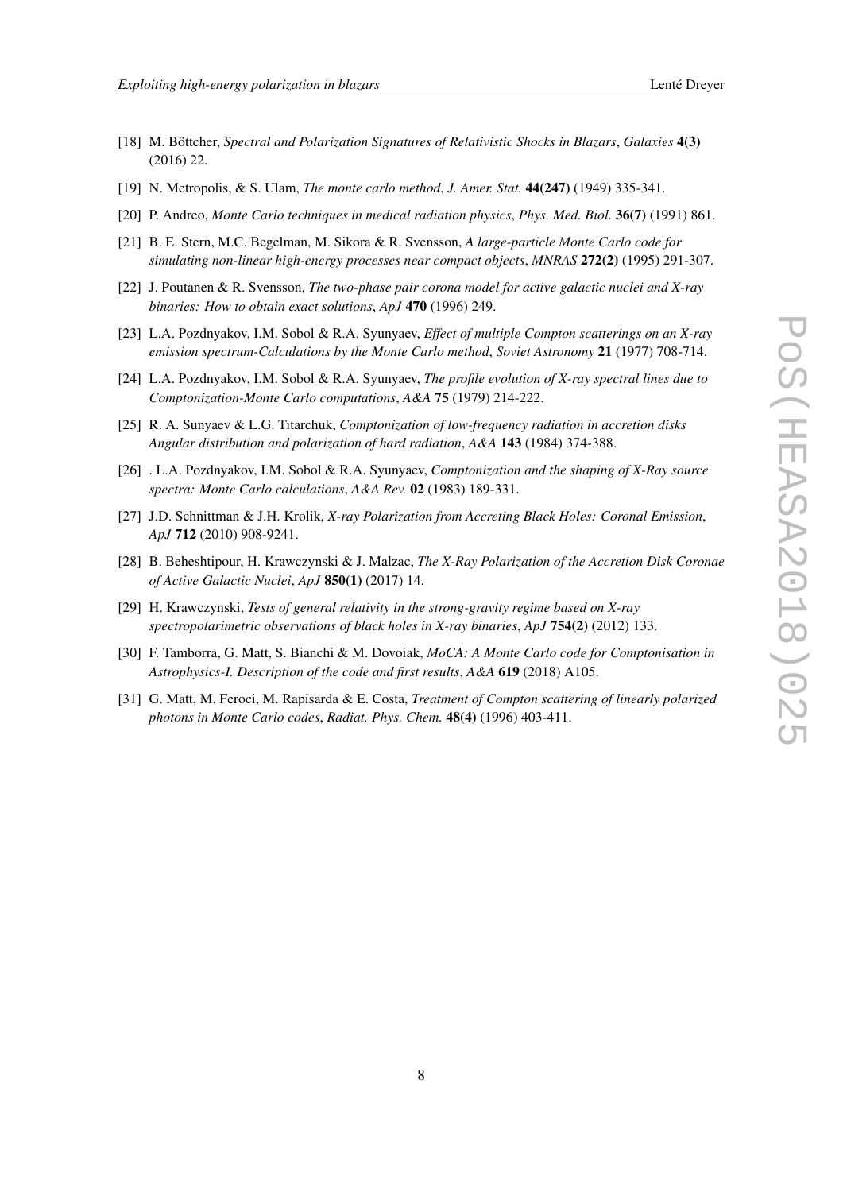[18] M. Böttcher, *Spectral and Polarization Signatures of Relativistic Shocks in Blazars*, *Galaxies* **4(3)** (2016) 22.

[19] N. Metropolis, & S. Ulam, *The monte carlo method*, *J. Amer. Stat.* **44(247)** (1949) 335-341.

[20] P. Andreo, *Monte Carlo techniques in medical radiation physics*, *Phys. Med. Biol.* **36(7)** (1991) 861.

[21] B. E. Stern, M.C. Begelman, M. Sikora & R. Svensson, *A large-particle Monte Carlo code for simulating non-linear high-energy processes near compact objects*, *MNRAS* **272(2)** (1995) 291-307.

[22] J. Poutanen & R. Svensson, *The two-phase pair corona model for active galactic nuclei and X-ray binaries: How to obtain exact solutions*, *ApJ* **470** (1996) 249.

[23] L.A. Pozdnyakov, I.M. Sobol & R.A. Syunyaev, *Effect of multiple Compton scatterings on an X-ray emission spectrum-Calculations by the Monte Carlo method*, *Soviet Astronomy* **21** (1977) 708-714.

[24] L.A. Pozdnyakov, I.M. Sobol & R.A. Syunyaev, *The profile evolution of X-ray spectral lines due to Comptonization-Monte Carlo computations*, *A&A* **75** (1979) 214-222.

[25] R. A. Sunyaev & L.G. Titarchuk, *Comptonization of low-frequency radiation in accretion disks Angular distribution and polarization of hard radiation*, *A&A* **143** (1984) 374-388.

[26] . L.A. Pozdnyakov, I.M. Sobol & R.A. Syunyaev, *Comptonization and the shaping of X-Ray source spectra: Monte Carlo calculations*, *A&A Rev.* **02** (1983) 189-331.

[27] J.D. Schnittman & J.H. Krolik, *X-ray Polarization from Accreting Black Holes: Coronal Emission*, *ApJ* **712** (2010) 908-9241.

[28] B. Beheshtipour, H. Krawczynski & J. Malzac, *The X-Ray Polarization of the Accretion Disk Coronae of Active Galactic Nuclei*, *ApJ* **850(1)** (2017) 14.

[29] H. Krawczynski, *Tests of general relativity in the strong-gravity regime based on X-ray spectropolarimetric observations of black holes in X-ray binaries*, *ApJ* **754(2)** (2012) 133.

[30] F. Tamborra, G. Matt, S. Bianchi & M. Dovoiak, *MoCA: A Monte Carlo code for Comptonisation in Astrophysics-I. Description of the code and first results*, *A&A* **619** (2018) A105.

[31] G. Matt, M. Feroci, M. Rapisarda & E. Costa, *Treatment of Compton scattering of linearly polarized photons in Monte Carlo codes*, *Radiat. Phys. Chem.* **48(4)** (1996) 403-411.